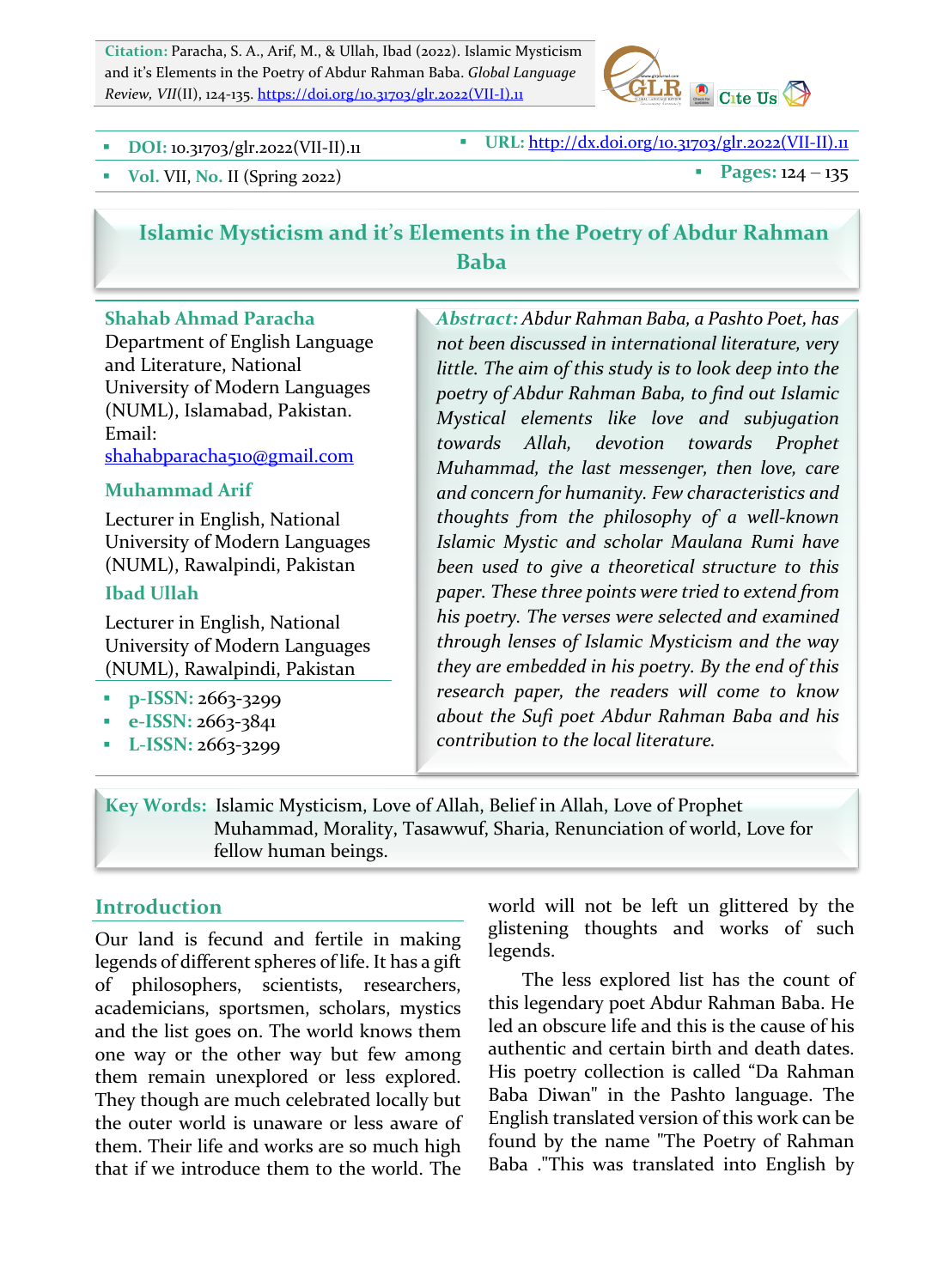**Citation:** Paracha, S. A., Arif, M., & Ullah, Ibad (2022). Islamic Mysticism and it's Elements in the Poetry of Abdur Rahman Baba. *Global Language Review, VII*(II), 124-135. https://doi.org/10.31703/glr.2022(VII-I).11

- **DOI:** 10.31703/glr.2022(VII-II).11
- **URL:** http://dx.doi.org/10.31703/glr.2022(VII-II).11
- **Vol.** VII, **No.** II (Spring 2022)
- **Pages:** 124 – 135

# Islamic Mysticism and it's Elements in the Poetry of Abdur Rahman Baba

**Shahab Ahmad Paracha**
Department of English Language and Literature, National University of Modern Languages (NUML), Islamabad, Pakistan.
Email: shahabparacha510@gmail.com

**Muhammad Arif**
Lecturer in English, National University of Modern Languages (NUML), Rawalpindi, Pakistan

**Ibad Ullah**
Lecturer in English, National University of Modern Languages (NUML), Rawalpindi, Pakistan

- **p-ISSN:** 2663-3299
- **e-ISSN:** 2663-3841
- **L-ISSN:** 2663-3299

***Abstract:*** *Abdur Rahman Baba, a Pashto Poet, has not been discussed in international literature, very little. The aim of this study is to look deep into the poetry of Abdur Rahman Baba, to find out Islamic Mystical elements like love and subjugation towards Allah, devotion towards Prophet Muhammad, the last messenger, then love, care and concern for humanity. Few characteristics and thoughts from the philosophy of a well-known Islamic Mystic and scholar Maulana Rumi have been used to give a theoretical structure to this paper. These three points were tried to extend from his poetry. The verses were selected and examined through lenses of Islamic Mysticism and the way they are embedded in his poetry. By the end of this research paper, the readers will come to know about the Sufi poet Abdur Rahman Baba and his contribution to the local literature.*

**Key Words:** Islamic Mysticism, Love of Allah, Belief in Allah, Love of Prophet Muhammad, Morality, Tasawwuf, Sharia, Renunciation of world, Love for fellow human beings.

## Introduction

Our land is fecund and fertile in making legends of different spheres of life. It has a gift of philosophers, scientists, researchers, academicians, sportsmen, scholars, mystics and the list goes on. The world knows them one way or the other way but few among them remain unexplored or less explored. They though are much celebrated locally but the outer world is unaware or less aware of them. Their life and works are so much high that if we introduce them to the world. The world will not be left un glittered by the glistening thoughts and works of such legends.

The less explored list has the count of this legendary poet Abdur Rahman Baba. He led an obscure life and this is the cause of his authentic and certain birth and death dates. His poetry collection is called "Da Rahman Baba Diwan" in the Pashto language. The English translated version of this work can be found by the name "The Poetry of Rahman Baba ."This was translated into English by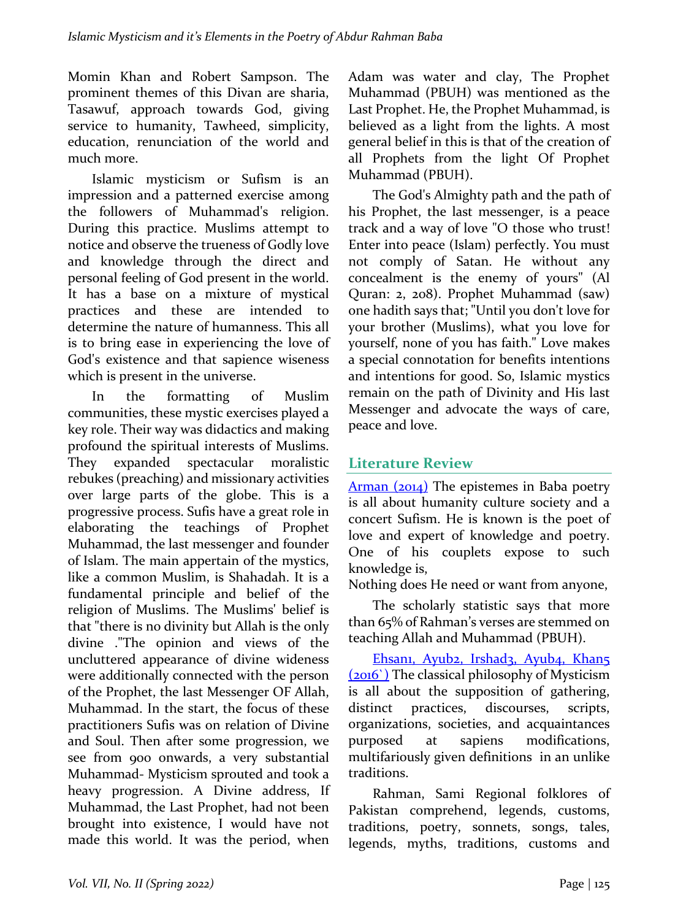Momin Khan and Robert Sampson. The prominent themes of this Divan are sharia, Tasawuf, approach towards God, giving service to humanity, Tawheed, simplicity, education, renunciation of the world and much more.

Islamic mysticism or Sufism is an impression and a patterned exercise among the followers of Muhammad's religion. During this practice. Muslims attempt to notice and observe the trueness of Godly love and knowledge through the direct and personal feeling of God present in the world. It has a base on a mixture of mystical practices and these are intended to determine the nature of humanness. This all is to bring ease in experiencing the love of God's existence and that sapience wiseness which is present in the universe.

In the formatting of Muslim communities, these mystic exercises played a key role. Their way was didactics and making profound the spiritual interests of Muslims. They expanded spectacular moralistic rebukes (preaching) and missionary activities over large parts of the globe. This is a progressive process. Sufis have a great role in elaborating the teachings of Prophet Muhammad, the last messenger and founder of Islam. The main appertain of the mystics, like a common Muslim, is Shahadah. It is a fundamental principle and belief of the religion of Muslims. The Muslims' belief is that "there is no divinity but Allah is the only divine ."The opinion and views of the uncluttered appearance of divine wideness were additionally connected with the person of the Prophet, the last Messenger OF Allah, Muhammad. In the start, the focus of these practitioners Sufis was on relation of Divine and Soul. Then after some progression, we see from 900 onwards, a very substantial Muhammad- Mysticism sprouted and took a heavy progression. A Divine address, If Muhammad, the Last Prophet, had not been brought into existence, I would have not made this world. It was the period, when Adam was water and clay, The Prophet Muhammad (PBUH) was mentioned as the Last Prophet. He, the Prophet Muhammad, is believed as a light from the lights. A most general belief in this is that of the creation of all Prophets from the light Of Prophet Muhammad (PBUH).

The God's Almighty path and the path of his Prophet, the last messenger, is a peace track and a way of love "O those who trust! Enter into peace (Islam) perfectly. You must not comply of Satan. He without any concealment is the enemy of yours" (Al Quran: 2, 208). Prophet Muhammad (saw) one hadith says that; "Until you don't love for your brother (Muslims), what you love for yourself, none of you has faith." Love makes a special connotation for benefits intentions and intentions for good. So, Islamic mystics remain on the path of Divinity and His last Messenger and advocate the ways of care, peace and love.

## Literature Review

Arman (2014) The epistemes in Baba poetry is all about humanity culture society and a concert Sufism. He is known is the poet of love and expert of knowledge and poetry. One of his couplets expose to such knowledge is,

Nothing does He need or want from anyone,

The scholarly statistic says that more than 65% of Rahman's verses are stemmed on teaching Allah and Muhammad (PBUH).

Ehsan1, Ayub2, Irshad3, Ayub4, Khan5 (2016`) The classical philosophy of Mysticism is all about the supposition of gathering, distinct practices, discourses, scripts, organizations, societies, and acquaintances purposed at sapiens modifications, multifariously given definitions in an unlike traditions.

Rahman, Sami Regional folklores of Pakistan comprehend, legends, customs, traditions, poetry, sonnets, songs, tales, legends, myths, traditions, customs and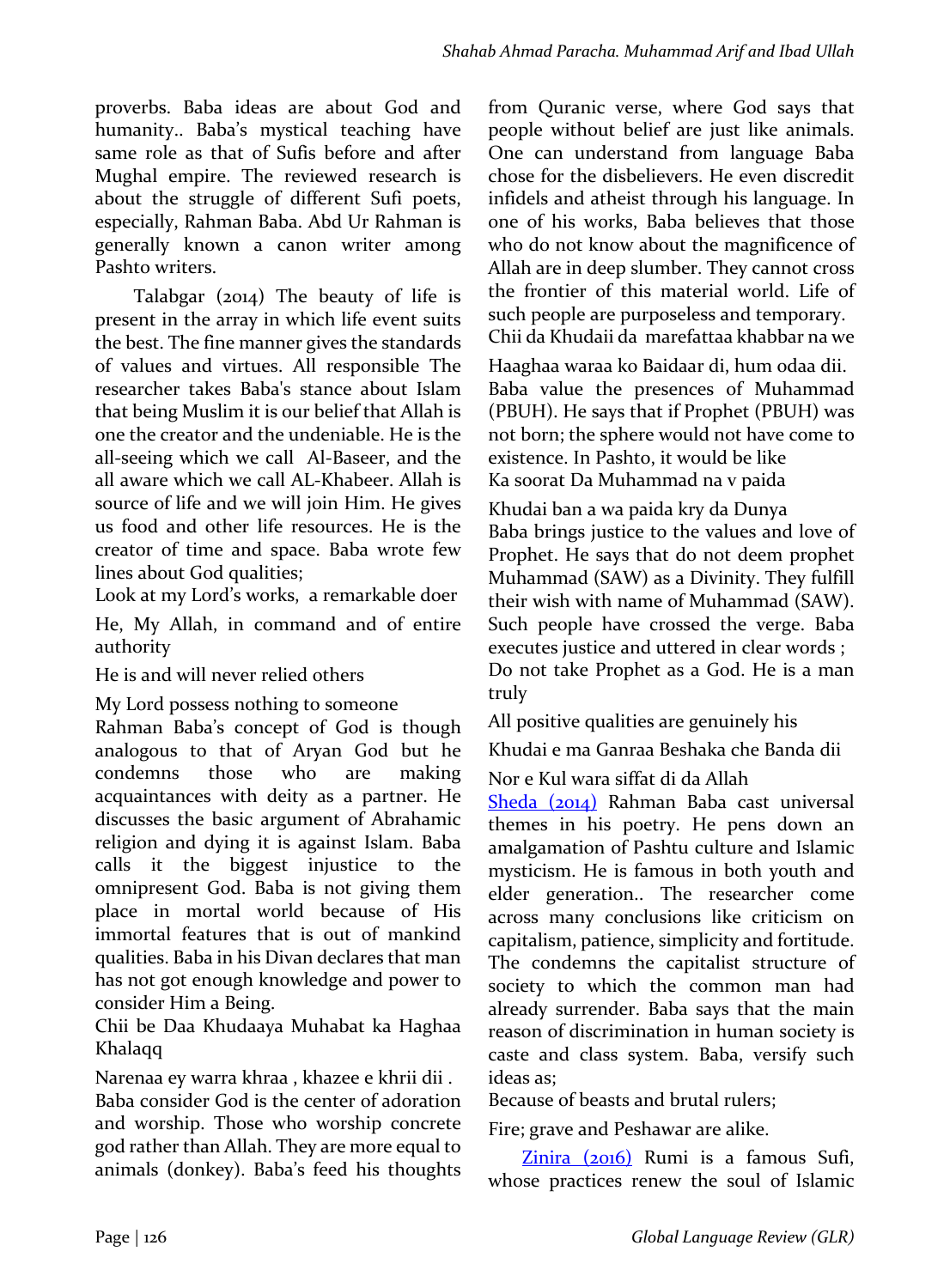proverbs. Baba ideas are about God and humanity.. Baba's mystical teaching have same role as that of Sufis before and after Mughal empire. The reviewed research is about the struggle of different Sufi poets, especially, Rahman Baba. Abd Ur Rahman is generally known a canon writer among Pashto writers.

Talabgar (2014) The beauty of life is present in the array in which life event suits the best. The fine manner gives the standards of values and virtues. All responsible The researcher takes Baba's stance about Islam that being Muslim it is our belief that Allah is one the creator and the undeniable. He is the all-seeing which we call Al-Baseer, and the all aware which we call AL-Khabeer. Allah is source of life and we will join Him. He gives us food and other life resources. He is the creator of time and space. Baba wrote few lines about God qualities;

Look at my Lord's works, a remarkable doer

He, My Allah, in command and of entire authority

He is and will never relied others

My Lord possess nothing to someone

Rahman Baba's concept of God is though analogous to that of Aryan God but he condemns those who are making acquaintances with deity as a partner. He discusses the basic argument of Abrahamic religion and dying it is against Islam. Baba calls it the biggest injustice to the omnipresent God. Baba is not giving them place in mortal world because of His immortal features that is out of mankind qualities. Baba in his Divan declares that man has not got enough knowledge and power to consider Him a Being.

Chii be Daa Khudaaya Muhabat ka Haghaa Khalaqq

Narenaa ey warra khraa , khazee e khrii dii .

Baba consider God is the center of adoration and worship. Those who worship concrete god rather than Allah. They are more equal to animals (donkey). Baba's feed his thoughts from Quranic verse, where God says that people without belief are just like animals. One can understand from language Baba chose for the disbelievers. He even discredit infidels and atheist through his language. In one of his works, Baba believes that those who do not know about the magnificence of Allah are in deep slumber. They cannot cross the frontier of this material world. Life of such people are purposeless and temporary.

Chii da Khudaii da marefattaa khabbar na we

Haaghaa waraa ko Baidaar di, hum odaa dii.

Baba value the presences of Muhammad (PBUH). He says that if Prophet (PBUH) was not born; the sphere would not have come to existence. In Pashto, it would be like

Ka soorat Da Muhammad na v paida

Khudai ban a wa paida kry da Dunya

Baba brings justice to the values and love of Prophet. He says that do not deem prophet Muhammad (SAW) as a Divinity. They fulfill their wish with name of Muhammad (SAW). Such people have crossed the verge. Baba executes justice and uttered in clear words ;

Do not take Prophet as a God. He is a man truly

All positive qualities are genuinely his

Khudai e ma Ganraa Beshaka che Banda dii

Nor e Kul wara siffat di da Allah

Sheda (2014) Rahman Baba cast universal themes in his poetry. He pens down an amalgamation of Pashtu culture and Islamic mysticism. He is famous in both youth and elder generation.. The researcher come across many conclusions like criticism on capitalism, patience, simplicity and fortitude. The condemns the capitalist structure of society to which the common man had already surrender. Baba says that the main reason of discrimination in human society is caste and class system. Baba, versify such ideas as;

Because of beasts and brutal rulers;

Fire; grave and Peshawar are alike.

Zinira (2016) Rumi is a famous Sufi, whose practices renew the soul of Islamic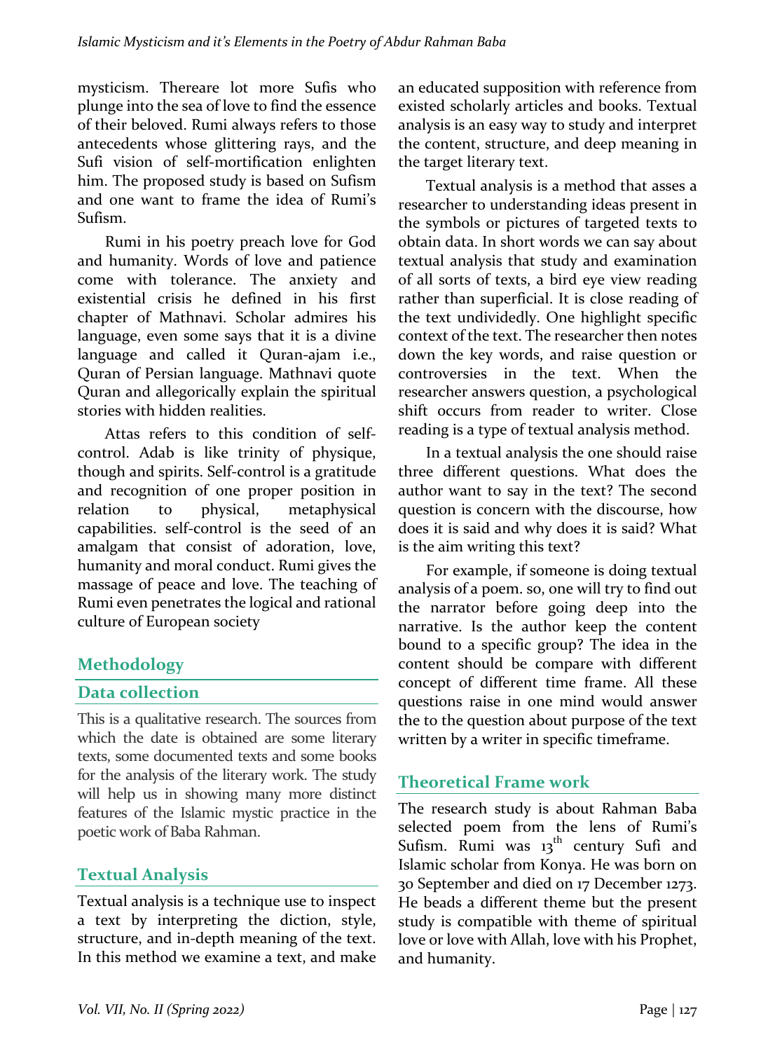mysticism. Thereare lot more Sufis who plunge into the sea of love to find the essence of their beloved. Rumi always refers to those antecedents whose glittering rays, and the Sufi vision of self-mortification enlighten him. The proposed study is based on Sufism and one want to frame the idea of Rumi's Sufism.

Rumi in his poetry preach love for God and humanity. Words of love and patience come with tolerance. The anxiety and existential crisis he defined in his first chapter of Mathnavi. Scholar admires his language, even some says that it is a divine language and called it Quran-ajam i.e., Quran of Persian language. Mathnavi quote Quran and allegorically explain the spiritual stories with hidden realities.

Attas refers to this condition of self-control. Adab is like trinity of physique, though and spirits. Self-control is a gratitude and recognition of one proper position in relation to physical, metaphysical capabilities. self-control is the seed of an amalgam that consist of adoration, love, humanity and moral conduct. Rumi gives the massage of peace and love. The teaching of Rumi even penetrates the logical and rational culture of European society

## Methodology

### Data collection

This is a qualitative research. The sources from which the date is obtained are some literary texts, some documented texts and some books for the analysis of the literary work. The study will help us in showing many more distinct features of the Islamic mystic practice in the poetic work of Baba Rahman.

### Textual Analysis

Textual analysis is a technique use to inspect a text by interpreting the diction, style, structure, and in-depth meaning of the text. In this method we examine a text, and make an educated supposition with reference from existed scholarly articles and books. Textual analysis is an easy way to study and interpret the content, structure, and deep meaning in the target literary text.

Textual analysis is a method that asses a researcher to understanding ideas present in the symbols or pictures of targeted texts to obtain data. In short words we can say about textual analysis that study and examination of all sorts of texts, a bird eye view reading rather than superficial. It is close reading of the text undividedly. One highlight specific context of the text. The researcher then notes down the key words, and raise question or controversies in the text. When the researcher answers question, a psychological shift occurs from reader to writer. Close reading is a type of textual analysis method.

In a textual analysis the one should raise three different questions. What does the author want to say in the text? The second question is concern with the discourse, how does it is said and why does it is said? What is the aim writing this text?

For example, if someone is doing textual analysis of a poem. so, one will try to find out the narrator before going deep into the narrative. Is the author keep the content bound to a specific group? The idea in the content should be compare with different concept of different time frame. All these questions raise in one mind would answer the to the question about purpose of the text written by a writer in specific timeframe.

## Theoretical Frame work

The research study is about Rahman Baba selected poem from the lens of Rumi's Sufism. Rumi was 13[th] century Sufi and Islamic scholar from Konya. He was born on 30 September and died on 17 December 1273. He beads a different theme but the present study is compatible with theme of spiritual love or love with Allah, love with his Prophet, and humanity.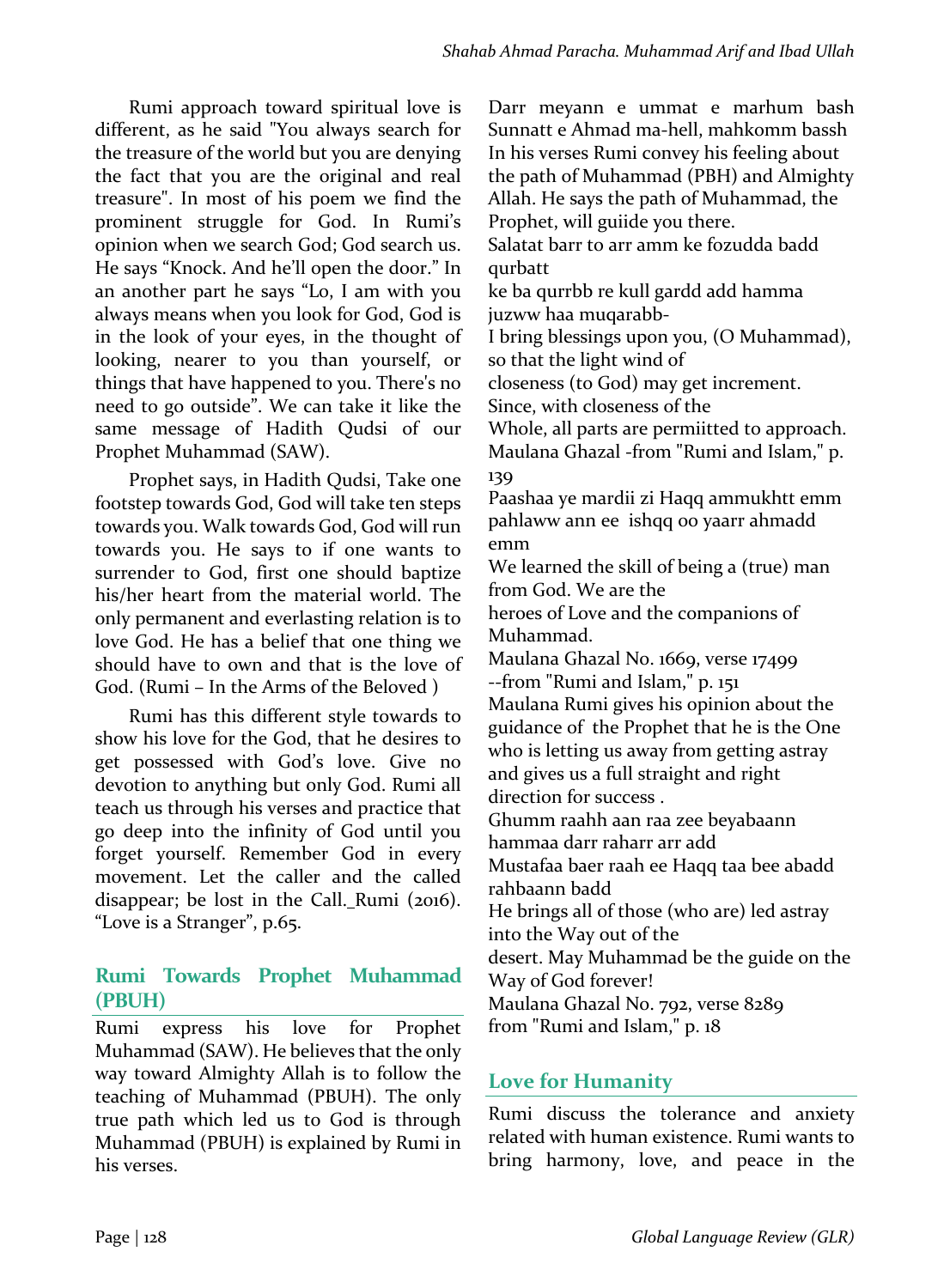Rumi approach toward spiritual love is different, as he said "You always search for the treasure of the world but you are denying the fact that you are the original and real treasure". In most of his poem we find the prominent struggle for God. In Rumi's opinion when we search God; God search us. He says "Knock. And he'll open the door." In an another part he says "Lo, I am with you always means when you look for God, God is in the look of your eyes, in the thought of looking, nearer to you than yourself, or things that have happened to you. There's no need to go outside". We can take it like the same message of Hadith Qudsi of our Prophet Muhammad (SAW).

Prophet says, in Hadith Qudsi, Take one footstep towards God, God will take ten steps towards you. Walk towards God, God will run towards you. He says to if one wants to surrender to God, first one should baptize his/her heart from the material world. The only permanent and everlasting relation is to love God. He has a belief that one thing we should have to own and that is the love of God. (Rumi – In the Arms of the Beloved )

Rumi has this different style towards to show his love for the God, that he desires to get possessed with God's love. Give no devotion to anything but only God. Rumi all teach us through his verses and practice that go deep into the infinity of God until you forget yourself. Remember God in every movement. Let the caller and the called disappear; be lost in the Call._Rumi (2016). "Love is a Stranger", p.65.

## Rumi Towards Prophet Muhammad (PBUH)

Rumi express his love for Prophet Muhammad (SAW). He believes that the only way toward Almighty Allah is to follow the teaching of Muhammad (PBUH). The only true path which led us to God is through Muhammad (PBUH) is explained by Rumi in his verses.

Darr meyann e ummat e marhum bash
Sunnatt e Ahmad ma-hell, mahkomm bassh
In his verses Rumi convey his feeling about the path of Muhammad (PBH) and Almighty Allah. He says the path of Muhammad, the Prophet, will guiide you there.
Salatat barr to arr amm ke fozudda badd qurbatt
ke ba qurrbb re kull gardd add hamma juzww haa muqarabb-
I bring blessings upon you, (O Muhammad), so that the light wind of
closeness (to God) may get increment.
Since, with closeness of the
Whole, all parts are permiitted to approach.
Maulana Ghazal -from "Rumi and Islam," p. 139
Paashaa ye mardii zi Haqq ammukhtt emm pahlaww ann ee ishqq oo yaarr ahmadd emm
We learned the skill of being a (true) man from God. We are the
heroes of Love and the companions of Muhammad.
Maulana Ghazal No. 1669, verse 17499
--from "Rumi and Islam," p. 151
Maulana Rumi gives his opinion about the guidance of the Prophet that he is the One who is letting us away from getting astray and gives us a full straight and right direction for success .
Ghumm raahh aan raa zee beyabaann hammaa darr raharr arr add
Mustafaa baer raah ee Haqq taa bee abadd rahbaann badd
He brings all of those (who are) led astray into the Way out of the
desert. May Muhammad be the guide on the Way of God forever!
Maulana Ghazal No. 792, verse 8289
from "Rumi and Islam," p. 18

## Love for Humanity

Rumi discuss the tolerance and anxiety related with human existence. Rumi wants to bring harmony, love, and peace in the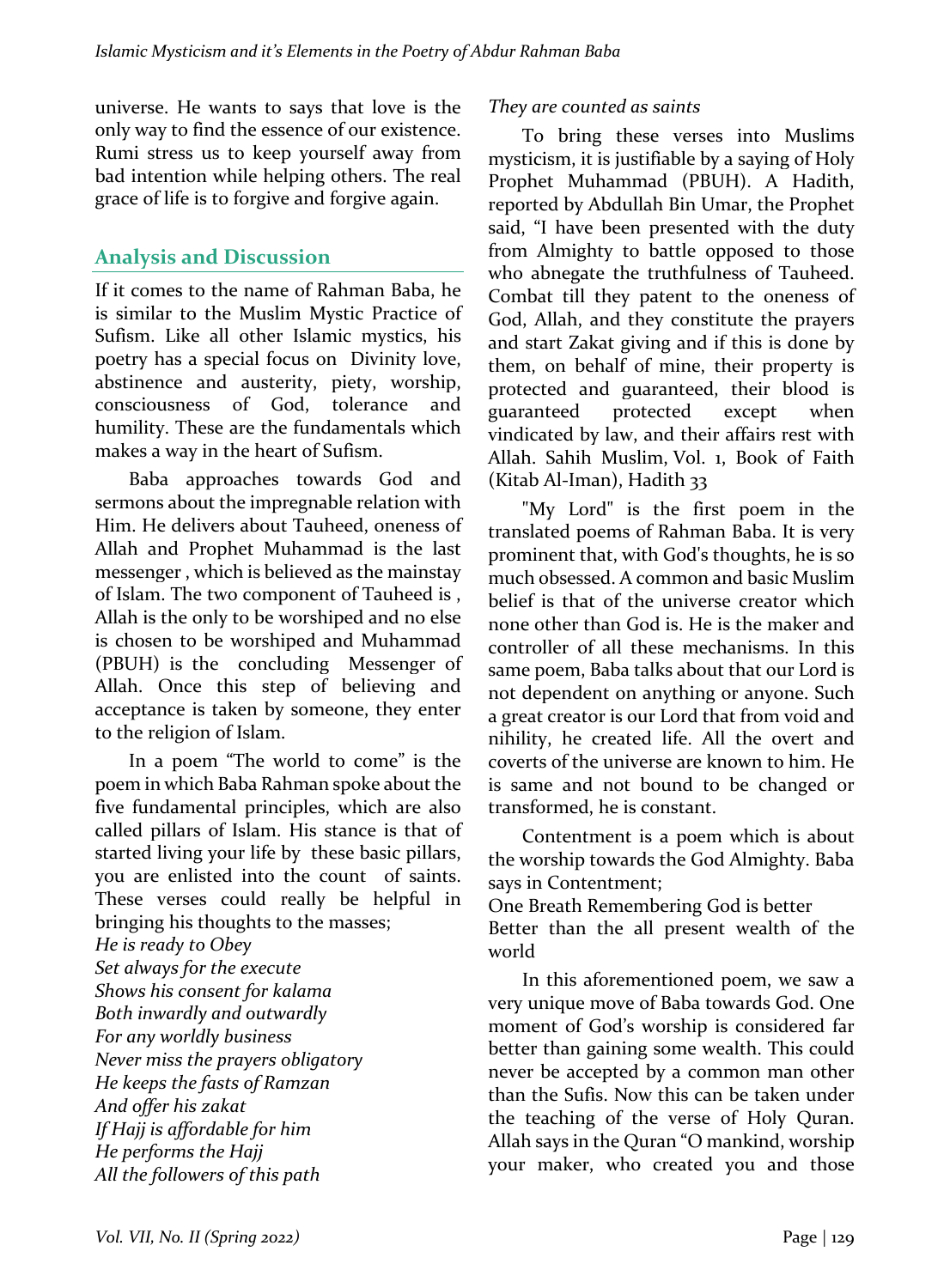universe. He wants to says that love is the only way to find the essence of our existence. Rumi stress us to keep yourself away from bad intention while helping others. The real grace of life is to forgive and forgive again.

## Analysis and Discussion

If it comes to the name of Rahman Baba, he is similar to the Muslim Mystic Practice of Sufism. Like all other Islamic mystics, his poetry has a special focus on Divinity love, abstinence and austerity, piety, worship, consciousness of God, tolerance and humility. These are the fundamentals which makes a way in the heart of Sufism.

Baba approaches towards God and sermons about the impregnable relation with Him. He delivers about Tauheed, oneness of Allah and Prophet Muhammad is the last messenger , which is believed as the mainstay of Islam. The two component of Tauheed is , Allah is the only to be worshiped and no else is chosen to be worshiped and Muhammad (PBUH) is the concluding Messenger of Allah. Once this step of believing and acceptance is taken by someone, they enter to the religion of Islam.

In a poem "The world to come" is the poem in which Baba Rahman spoke about the five fundamental principles, which are also called pillars of Islam. His stance is that of started living your life by these basic pillars, you are enlisted into the count of saints. These verses could really be helpful in bringing his thoughts to the masses;

*He is ready to Obey*
*Set always for the execute*
*Shows his consent for kalama*
*Both inwardly and outwardly*
*For any worldly business*
*Never miss the prayers obligatory*
*He keeps the fasts of Ramzan*
*And offer his zakat*
*If Hajj is affordable for him*
*He performs the Hajj*
*All the followers of this path*
*They are counted as saints*

To bring these verses into Muslims mysticism, it is justifiable by a saying of Holy Prophet Muhammad (PBUH). A Hadith, reported by Abdullah Bin Umar, the Prophet said, "I have been presented with the duty from Almighty to battle opposed to those who abnegate the truthfulness of Tauheed. Combat till they patent to the oneness of God, Allah, and they constitute the prayers and start Zakat giving and if this is done by them, on behalf of mine, their property is protected and guaranteed, their blood is guaranteed protected except when vindicated by law, and their affairs rest with Allah. Sahih Muslim, Vol. 1, Book of Faith (Kitab Al-Iman), Hadith 33

"My Lord" is the first poem in the translated poems of Rahman Baba. It is very prominent that, with God's thoughts, he is so much obsessed. A common and basic Muslim belief is that of the universe creator which none other than God is. He is the maker and controller of all these mechanisms. In this same poem, Baba talks about that our Lord is not dependent on anything or anyone. Such a great creator is our Lord that from void and nihility, he created life. All the overt and coverts of the universe are known to him. He is same and not bound to be changed or transformed, he is constant.

Contentment is a poem which is about the worship towards the God Almighty. Baba says in Contentment;

One Breath Remembering God is better
Better than the all present wealth of the world

In this aforementioned poem, we saw a very unique move of Baba towards God. One moment of God's worship is considered far better than gaining some wealth. This could never be accepted by a common man other than the Sufis. Now this can be taken under the teaching of the verse of Holy Quran. Allah says in the Quran "O mankind, worship your maker, who created you and those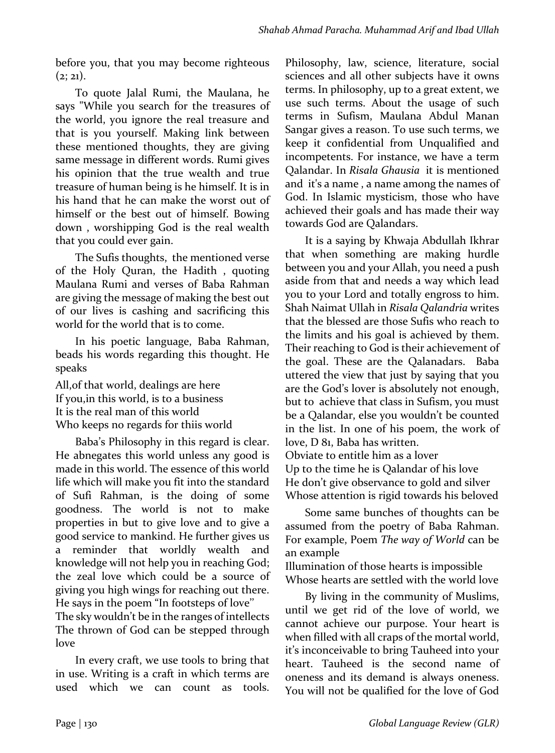before you, that you may become righteous (2; 21).

To quote Jalal Rumi, the Maulana, he says "While you search for the treasures of the world, you ignore the real treasure and that is you yourself. Making link between these mentioned thoughts, they are giving same message in different words. Rumi gives his opinion that the true wealth and true treasure of human being is he himself. It is in his hand that he can make the worst out of himself or the best out of himself. Bowing down , worshipping God is the real wealth that you could ever gain.

The Sufis thoughts, the mentioned verse of the Holy Quran, the Hadith , quoting Maulana Rumi and verses of Baba Rahman are giving the message of making the best out of our lives is cashing and sacrificing this world for the world that is to come.

In his poetic language, Baba Rahman, beads his words regarding this thought. He speaks

All,of that world, dealings are here
If you,in this world, is to a business
It is the real man of this world
Who keeps no regards for thiis world

Baba's Philosophy in this regard is clear. He abnegates this world unless any good is made in this world. The essence of this world life which will make you fit into the standard of Sufi Rahman, is the doing of some goodness. The world is not to make properties in but to give love and to give a good service to mankind. He further gives us a reminder that worldly wealth and knowledge will not help you in reaching God; the zeal love which could be a source of giving you high wings for reaching out there. He says in the poem "In footsteps of love"

The sky wouldn't be in the ranges of intellects
The thrown of God can be stepped through love

In every craft, we use tools to bring that in use. Writing is a craft in which terms are used which we can count as tools. Philosophy, law, science, literature, social sciences and all other subjects have it owns terms. In philosophy, up to a great extent, we use such terms. About the usage of such terms in Sufism, Maulana Abdul Manan Sangar gives a reason. To use such terms, we keep it confidential from Unqualified and incompetents. For instance, we have a term Qalandar. In *Risala Ghausia* it is mentioned and it's a name , a name among the names of God. In Islamic mysticism, those who have achieved their goals and has made their way towards God are Qalandars.

It is a saying by Khwaja Abdullah Ikhrar that when something are making hurdle between you and your Allah, you need a push aside from that and needs a way which lead you to your Lord and totally engross to him. Shah Naimat Ullah in *Risala Qalandria* writes that the blessed are those Sufis who reach to the limits and his goal is achieved by them. Their reaching to God is their achievement of the goal. These are the Qalanadars. Baba uttered the view that just by saying that you are the God's lover is absolutely not enough, but to achieve that class in Sufism, you must be a Qalandar, else you wouldn't be counted in the list. In one of his poem, the work of love, D 81, Baba has written.

Obviate to entitle him as a lover
Up to the time he is Qalandar of his love
He don't give observance to gold and silver
Whose attention is rigid towards his beloved

Some same bunches of thoughts can be assumed from the poetry of Baba Rahman. For example, Poem *The way of World* can be an example

Illumination of those hearts is impossible
Whose hearts are settled with the world love

By living in the community of Muslims, until we get rid of the love of world, we cannot achieve our purpose. Your heart is when filled with all craps of the mortal world, it's inconceivable to bring Tauheed into your heart. Tauheed is the second name of oneness and its demand is always oneness. You will not be qualified for the love of God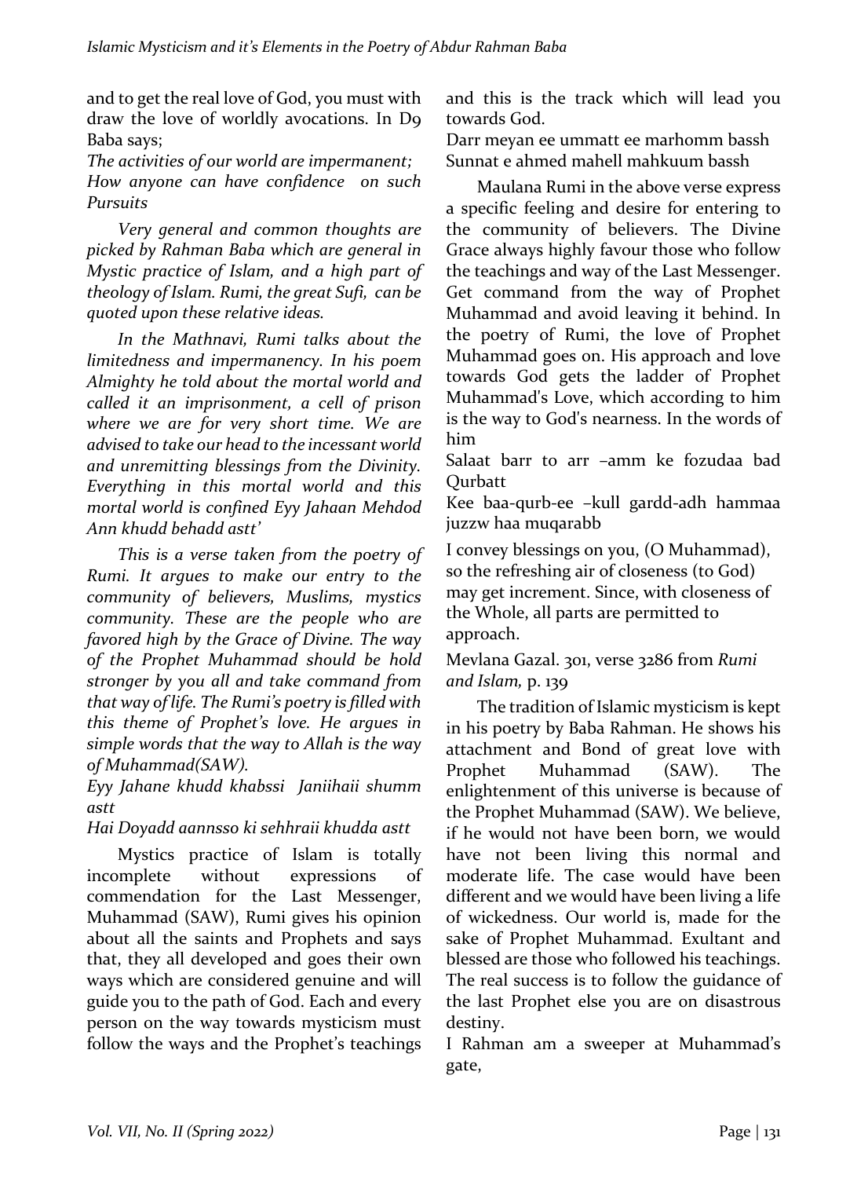and to get the real love of God, you must with draw the love of worldly avocations. In D9 Baba says;

*The activities of our world are impermanent;*
*How anyone can have confidence on such Pursuits*

*Very general and common thoughts are picked by Rahman Baba which are general in Mystic practice of Islam, and a high part of theology of Islam. Rumi, the great Sufi, can be quoted upon these relative ideas.*

*In the Mathnavi, Rumi talks about the limitedness and impermanency. In his poem Almighty he told about the mortal world and called it an imprisonment, a cell of prison where we are for very short time. We are advised to take our head to the incessant world and unremitting blessings from the Divinity. Everything in this mortal world and this mortal world is confined Eyy Jahaan Mehdod Ann khudd behadd astt'*

*This is a verse taken from the poetry of Rumi. It argues to make our entry to the community of believers, Muslims, mystics community. These are the people who are favored high by the Grace of Divine. The way of the Prophet Muhammad should be hold stronger by you all and take command from that way of life. The Rumi's poetry is filled with this theme of Prophet's love. He argues in simple words that the way to Allah is the way of Muhammad(SAW).*

*Eyy Jahane khudd khabssi Janiihaii shumm astt*
*Hai Doyadd aannsso ki sehhraii khudda astt*

Mystics practice of Islam is totally incomplete without expressions of commendation for the Last Messenger, Muhammad (SAW), Rumi gives his opinion about all the saints and Prophets and says that, they all developed and goes their own ways which are considered genuine and will guide you to the path of God. Each and every person on the way towards mysticism must follow the ways and the Prophet's teachings and this is the track which will lead you towards God.

Darr meyan ee ummatt ee marhomm bassh
Sunnat e ahmed mahell mahkuum bassh

Maulana Rumi in the above verse express a specific feeling and desire for entering to the community of believers. The Divine Grace always highly favour those who follow the teachings and way of the Last Messenger. Get command from the way of Prophet Muhammad and avoid leaving it behind. In the poetry of Rumi, the love of Prophet Muhammad goes on. His approach and love towards God gets the ladder of Prophet Muhammad's Love, which according to him is the way to God's nearness. In the words of him

Salaat barr to arr –amm ke fozudaa bad Qurbatt
Kee baa-qurb-ee –kull gardd-adh hammaa juzzw haa muqarabb

I convey blessings on you, (O Muhammad), so the refreshing air of closeness (to God) may get increment. Since, with closeness of the Whole, all parts are permitted to approach.

Mevlana Gazal. 301, verse 3286 from *Rumi and Islam,* p. 139

The tradition of Islamic mysticism is kept in his poetry by Baba Rahman. He shows his attachment and Bond of great love with Prophet Muhammad (SAW). The enlightenment of this universe is because of the Prophet Muhammad (SAW). We believe, if he would not have been born, we would have not been living this normal and moderate life. The case would have been different and we would have been living a life of wickedness. Our world is, made for the sake of Prophet Muhammad. Exultant and blessed are those who followed his teachings. The real success is to follow the guidance of the last Prophet else you are on disastrous destiny.

I Rahman am a sweeper at Muhammad's gate,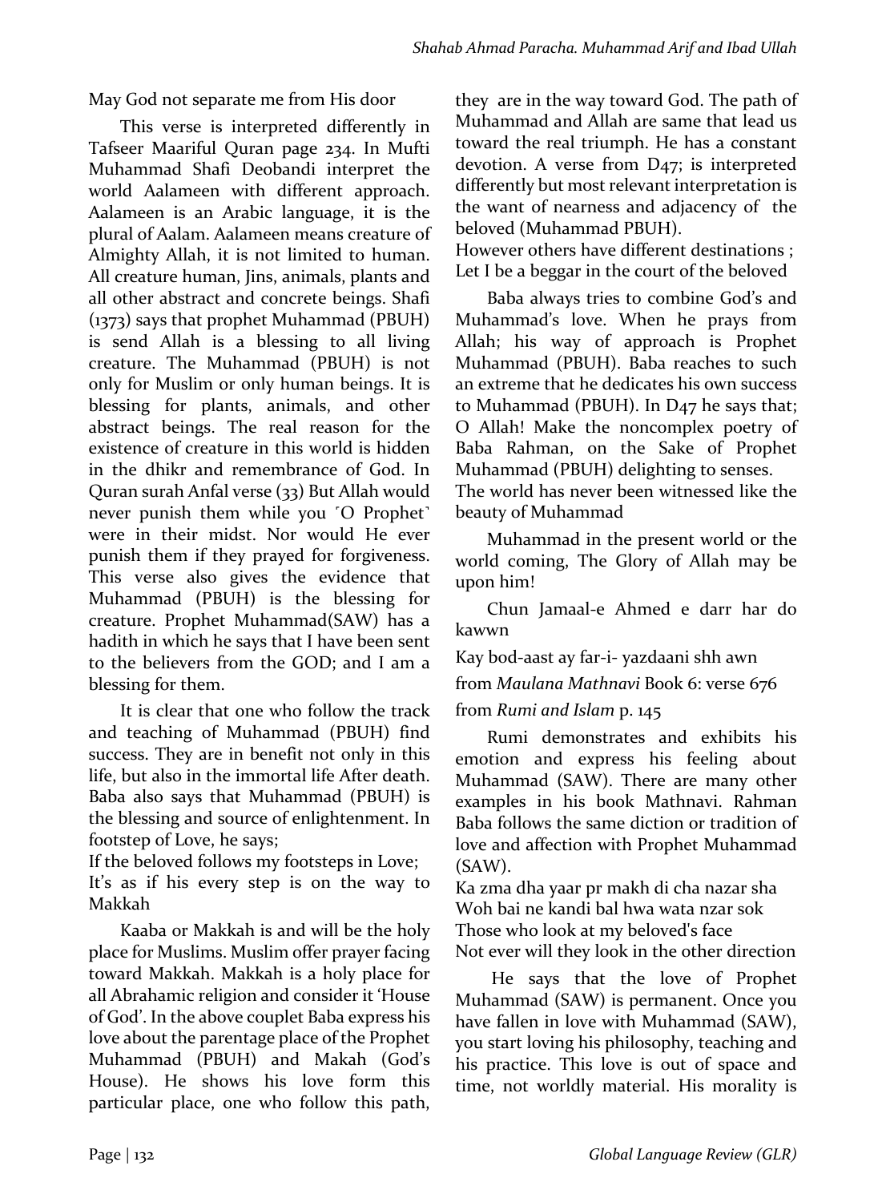May God not separate me from His door

This verse is interpreted differently in Tafseer Maariful Quran page 234. In Mufti Muhammad Shafi Deobandi interpret the world Aalameen with different approach. Aalameen is an Arabic language, it is the plural of Aalam. Aalameen means creature of Almighty Allah, it is not limited to human. All creature human, Jins, animals, plants and all other abstract and concrete beings. Shafi (1373) says that prophet Muhammad (PBUH) is send Allah is a blessing to all living creature. The Muhammad (PBUH) is not only for Muslim or only human beings. It is blessing for plants, animals, and other abstract beings. The real reason for the existence of creature in this world is hidden in the dhikr and remembrance of God. In Quran surah Anfal verse (33) But Allah would never punish them while you ˹O Prophet˺ were in their midst. Nor would He ever punish them if they prayed for forgiveness. This verse also gives the evidence that Muhammad (PBUH) is the blessing for creature. Prophet Muhammad(SAW) has a hadith in which he says that I have been sent to the believers from the GOD; and I am a blessing for them.

It is clear that one who follow the track and teaching of Muhammad (PBUH) find success. They are in benefit not only in this life, but also in the immortal life After death. Baba also says that Muhammad (PBUH) is the blessing and source of enlightenment. In footstep of Love, he says;

If the beloved follows my footsteps in Love;
It's as if his every step is on the way to Makkah

Kaaba or Makkah is and will be the holy place for Muslims. Muslim offer prayer facing toward Makkah. Makkah is a holy place for all Abrahamic religion and consider it 'House of God'. In the above couplet Baba express his love about the parentage place of the Prophet Muhammad (PBUH) and Makah (God's House). He shows his love form this particular place, one who follow this path, they are in the way toward God. The path of Muhammad and Allah are same that lead us toward the real triumph. He has a constant devotion. A verse from D47; is interpreted differently but most relevant interpretation is the want of nearness and adjacency of the beloved (Muhammad PBUH).

However others have different destinations ;
Let I be a beggar in the court of the beloved

Baba always tries to combine God's and Muhammad's love. When he prays from Allah; his way of approach is Prophet Muhammad (PBUH). Baba reaches to such an extreme that he dedicates his own success to Muhammad (PBUH). In D47 he says that; O Allah! Make the noncomplex poetry of Baba Rahman, on the Sake of Prophet Muhammad (PBUH) delighting to senses.

The world has never been witnessed like the beauty of Muhammad

Muhammad in the present world or the world coming, The Glory of Allah may be upon him!

Chun Jamaal-e Ahmed e darr har do kawwn

Kay bod-aast ay far-i- yazdaani shh awn

from *Maulana Mathnavi* Book 6: verse 676

from *Rumi and Islam* p. 145

Rumi demonstrates and exhibits his emotion and express his feeling about Muhammad (SAW). There are many other examples in his book Mathnavi. Rahman Baba follows the same diction or tradition of love and affection with Prophet Muhammad (SAW).

Ka zma dha yaar pr makh di cha nazar sha
Woh bai ne kandi bal hwa wata nzar sok
Those who look at my beloved's face
Not ever will they look in the other direction

He says that the love of Prophet Muhammad (SAW) is permanent. Once you have fallen in love with Muhammad (SAW), you start loving his philosophy, teaching and his practice. This love is out of space and time, not worldly material. His morality is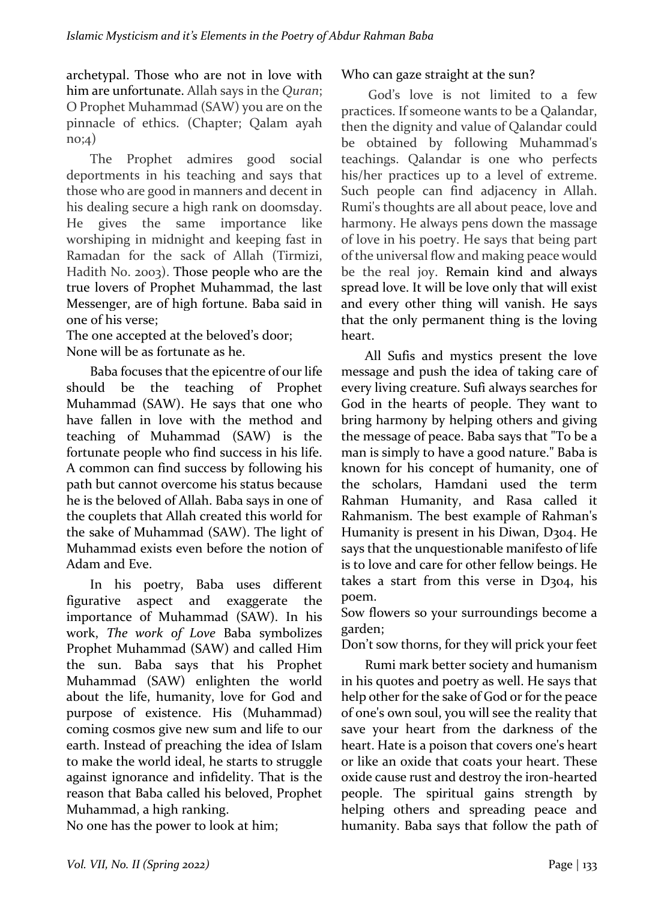archetypal. Those who are not in love with him are unfortunate. Allah says in the *Quran*; O Prophet Muhammad (SAW) you are on the pinnacle of ethics. (Chapter; Qalam ayah no;4)

The Prophet admires good social deportments in his teaching and says that those who are good in manners and decent in his dealing secure a high rank on doomsday. He gives the same importance like worshiping in midnight and keeping fast in Ramadan for the sack of Allah (Tirmizi, Hadith No. 2003). Those people who are the true lovers of Prophet Muhammad, the last Messenger, are of high fortune. Baba said in one of his verse;

The one accepted at the beloved's door;
None will be as fortunate as he.

Baba focuses that the epicentre of our life should be the teaching of Prophet Muhammad (SAW). He says that one who have fallen in love with the method and teaching of Muhammad (SAW) is the fortunate people who find success in his life. A common can find success by following his path but cannot overcome his status because he is the beloved of Allah. Baba says in one of the couplets that Allah created this world for the sake of Muhammad (SAW). The light of Muhammad exists even before the notion of Adam and Eve.

In his poetry, Baba uses different figurative aspect and exaggerate the importance of Muhammad (SAW). In his work, *The work of Love* Baba symbolizes Prophet Muhammad (SAW) and called Him the sun. Baba says that his Prophet Muhammad (SAW) enlighten the world about the life, humanity, love for God and purpose of existence. His (Muhammad) coming cosmos give new sum and life to our earth. Instead of preaching the idea of Islam to make the world ideal, he starts to struggle against ignorance and infidelity. That is the reason that Baba called his beloved, Prophet Muhammad, a high ranking.

No one has the power to look at him;
Who can gaze straight at the sun?

God's love is not limited to a few practices. If someone wants to be a Qalandar, then the dignity and value of Qalandar could be obtained by following Muhammad's teachings. Qalandar is one who perfects his/her practices up to a level of extreme. Such people can find adjacency in Allah. Rumi's thoughts are all about peace, love and harmony. He always pens down the massage of love in his poetry. He says that being part of the universal flow and making peace would be the real joy. Remain kind and always spread love. It will be love only that will exist and every other thing will vanish. He says that the only permanent thing is the loving heart.

All Sufis and mystics present the love message and push the idea of taking care of every living creature. Sufi always searches for God in the hearts of people. They want to bring harmony by helping others and giving the message of peace. Baba says that "To be a man is simply to have a good nature." Baba is known for his concept of humanity, one of the scholars, Hamdani used the term Rahman Humanity, and Rasa called it Rahmanism. The best example of Rahman's Humanity is present in his Diwan, D304. He says that the unquestionable manifesto of life is to love and care for other fellow beings. He takes a start from this verse in D304, his poem.

Sow flowers so your surroundings become a garden;
Don't sow thorns, for they will prick your feet

Rumi mark better society and humanism in his quotes and poetry as well. He says that help other for the sake of God or for the peace of one's own soul, you will see the reality that save your heart from the darkness of the heart. Hate is a poison that covers one's heart or like an oxide that coats your heart. These oxide cause rust and destroy the iron-hearted people. The spiritual gains strength by helping others and spreading peace and humanity. Baba says that follow the path of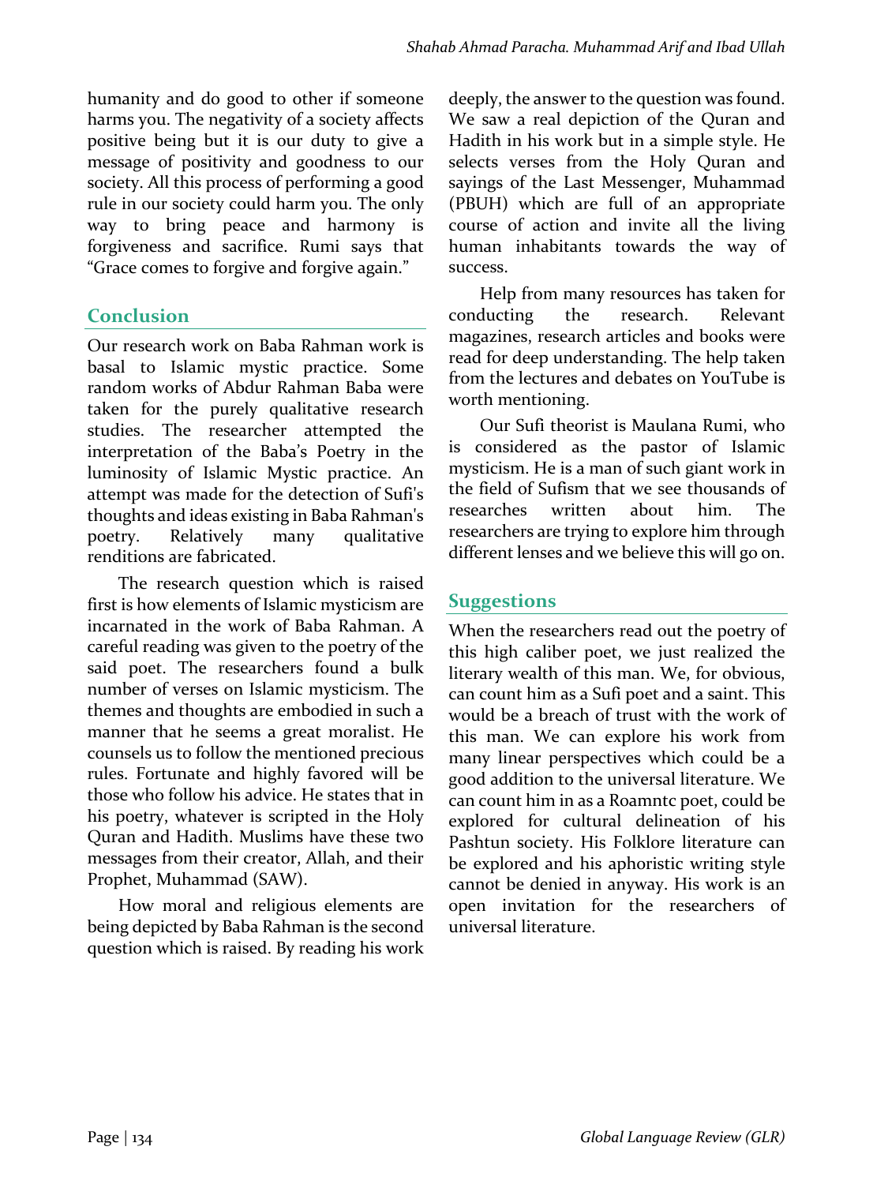humanity and do good to other if someone harms you. The negativity of a society affects positive being but it is our duty to give a message of positivity and goodness to our society. All this process of performing a good rule in our society could harm you. The only way to bring peace and harmony is forgiveness and sacrifice. Rumi says that "Grace comes to forgive and forgive again."

## Conclusion

Our research work on Baba Rahman work is basal to Islamic mystic practice. Some random works of Abdur Rahman Baba were taken for the purely qualitative research studies. The researcher attempted the interpretation of the Baba's Poetry in the luminosity of Islamic Mystic practice. An attempt was made for the detection of Sufi's thoughts and ideas existing in Baba Rahman's poetry. Relatively many qualitative renditions are fabricated.

The research question which is raised first is how elements of Islamic mysticism are incarnated in the work of Baba Rahman. A careful reading was given to the poetry of the said poet. The researchers found a bulk number of verses on Islamic mysticism. The themes and thoughts are embodied in such a manner that he seems a great moralist. He counsels us to follow the mentioned precious rules. Fortunate and highly favored will be those who follow his advice. He states that in his poetry, whatever is scripted in the Holy Quran and Hadith. Muslims have these two messages from their creator, Allah, and their Prophet, Muhammad (SAW).

How moral and religious elements are being depicted by Baba Rahman is the second question which is raised. By reading his work deeply, the answer to the question was found. We saw a real depiction of the Quran and Hadith in his work but in a simple style. He selects verses from the Holy Quran and sayings of the Last Messenger, Muhammad (PBUH) which are full of an appropriate course of action and invite all the living human inhabitants towards the way of success.

Help from many resources has taken for conducting the research. Relevant magazines, research articles and books were read for deep understanding. The help taken from the lectures and debates on YouTube is worth mentioning.

Our Sufi theorist is Maulana Rumi, who is considered as the pastor of Islamic mysticism. He is a man of such giant work in the field of Sufism that we see thousands of researches written about him. The researchers are trying to explore him through different lenses and we believe this will go on.

## Suggestions

When the researchers read out the poetry of this high caliber poet, we just realized the literary wealth of this man. We, for obvious, can count him as a Sufi poet and a saint. This would be a breach of trust with the work of this man. We can explore his work from many linear perspectives which could be a good addition to the universal literature. We can count him in as a Roamntc poet, could be explored for cultural delineation of his Pashtun society. His Folklore literature can be explored and his aphoristic writing style cannot be denied in anyway. His work is an open invitation for the researchers of universal literature.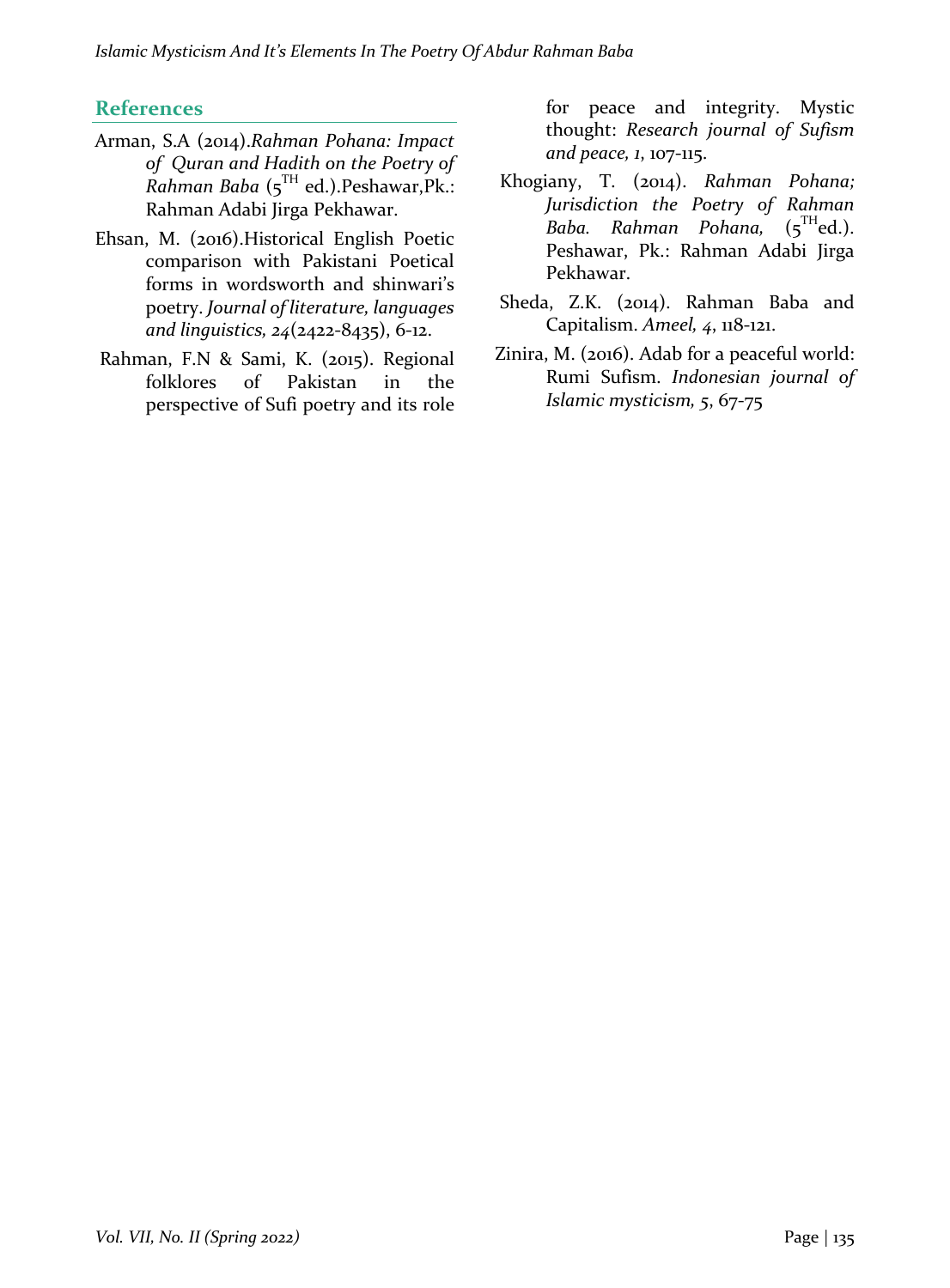## References

Arman, S.A (2014).*Rahman Pohana: Impact of Quran and Hadith on the Poetry of Rahman Baba* ($5^{TH}$ ed.).Peshawar,Pk.: Rahman Adabi Jirga Pekhawar.

Ehsan, M. (2016).Historical English Poetic comparison with Pakistani Poetical forms in wordsworth and shinwari's poetry. *Journal of literature, languages and linguistics, 24*(2422-8435), 6-12.

Rahman, F.N & Sami, K. (2015). Regional folklores of Pakistan in the perspective of Sufi poetry and its role for peace and integrity. Mystic thought: *Research journal of Sufism and peace, 1*, 107-115.

Khogiany, T. (2014). *Rahman Pohana; Jurisdiction the Poetry of Rahman Baba. Rahman Pohana,* ($5^{TH}$ed.). Peshawar, Pk.: Rahman Adabi Jirga Pekhawar.

Sheda, Z.K. (2014). Rahman Baba and Capitalism. *Ameel, 4*, 118-121.

Zinira, M. (2016). Adab for a peaceful world: Rumi Sufism. *Indonesian journal of Islamic mysticism, 5*, 67-75